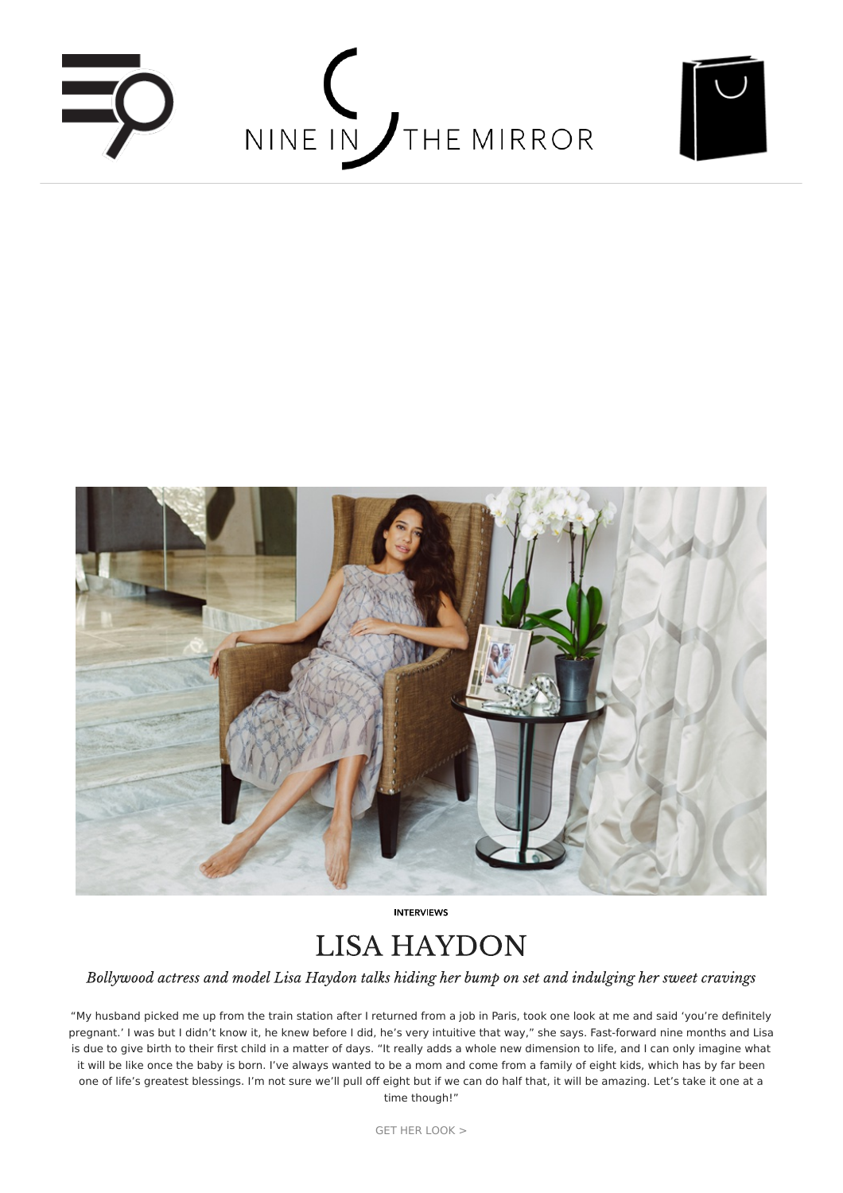NINE IN THE MIRROR

INTERVIEWS

# LISA HAYDON

*Bollywood actress and model Lisa Haydon talks hiding her bump on set and indulging her sweet cravings*

"My husband picked me up from the train station after I returned from a job in Paris, took one look at me and said 'you're definitely pregnant.' I was but I didn't know it, he knew before I did, he's very intuitive that way," she says. Fast-forward nine months and Lisa is due to give birth to their first child in a matter of days. "It really adds a whole new dimension to life, and I can only imagine what it will be like once the baby is born. I've always wanted to be a mom and come from a family of eight kids, which has by far been one of life's greatest blessings. I'm not sure we'll pull off eight but if we can do half that, it will be amazing. Let's take it one at a time though!"

GET HER LOOK >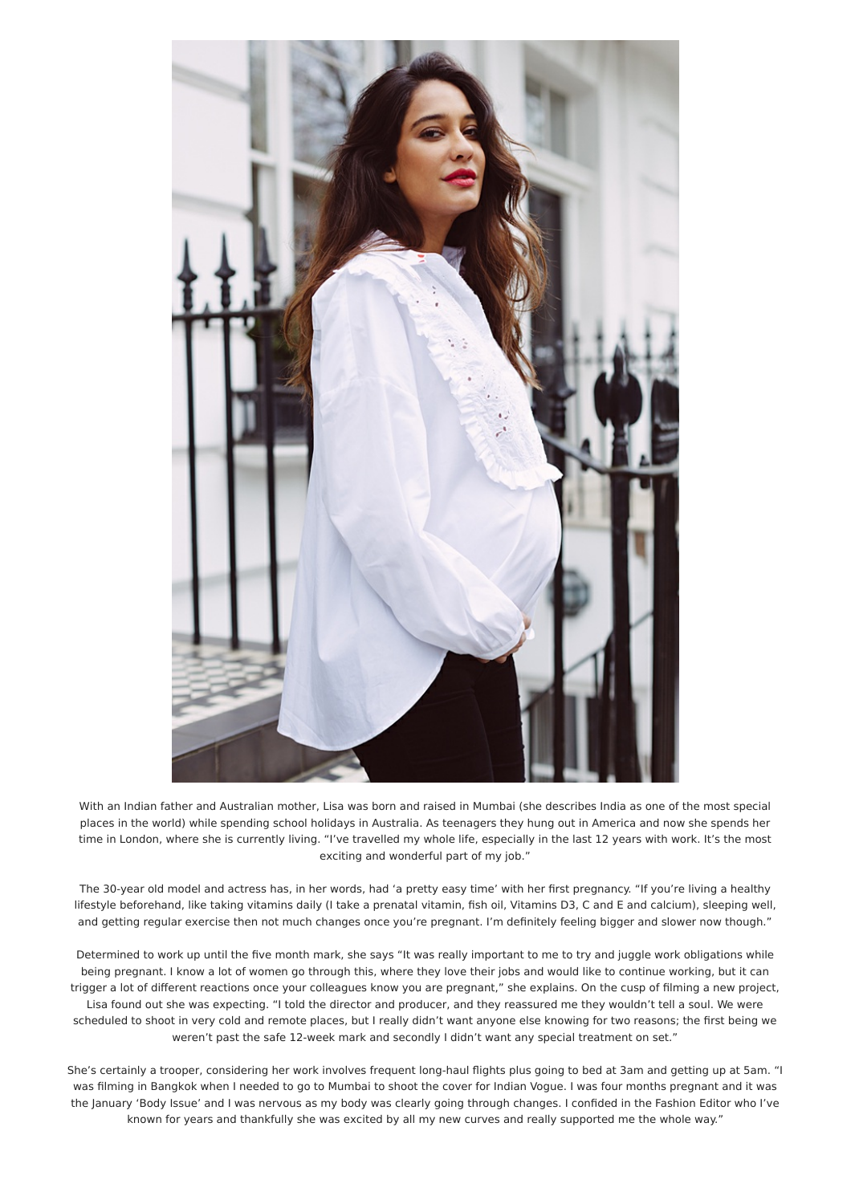With an Indian father and Australian mother, Lisa was born and raised in Mumbai (she describes India as one of the most special places in the world) while spending school holidays in Australia. As teenagers they hung out in America and now she spends her time in London, where she is currently living. "I've travelled my whole life, especially in the last 12 years with work. It's the most exciting and wonderful part of my job."

The 30-year old model and actress has, in her words, had 'a pretty easy time' with her first pregnancy. "If you're living a healthy lifestyle beforehand, like taking vitamins daily (I take a prenatal vitamin, fish oil, Vitamins D3, C and E and calcium), sleeping well, and getting regular exercise then not much changes once you're pregnant. I'm definitely feeling bigger and slower now though."

Determined to work up until the five month mark, she says "It was really important to me to try and juggle work obligations while being pregnant. I know a lot of women go through this, where they love their jobs and would like to continue working, but it can trigger a lot of different reactions once your colleagues know you are pregnant," she explains. On the cusp of filming a new project, Lisa found out she was expecting. "I told the director and producer, and they reassured me they wouldn't tell a soul. We were scheduled to shoot in very cold and remote places, but I really didn't want anyone else knowing for two reasons; the first being we weren't past the safe 12-week mark and secondly I didn't want any special treatment on set."

She's certainly a trooper, considering her work involves frequent long-haul flights plus going to bed at 3am and getting up at 5am. "I was filming in Bangkok when I needed to go to Mumbai to shoot the cover for Indian Vogue. I was four months pregnant and it was the January 'Body Issue' and I was nervous as my body was clearly going through changes. I confided in the Fashion Editor who I've known for years and thankfully she was excited by all my new curves and really supported me the whole way."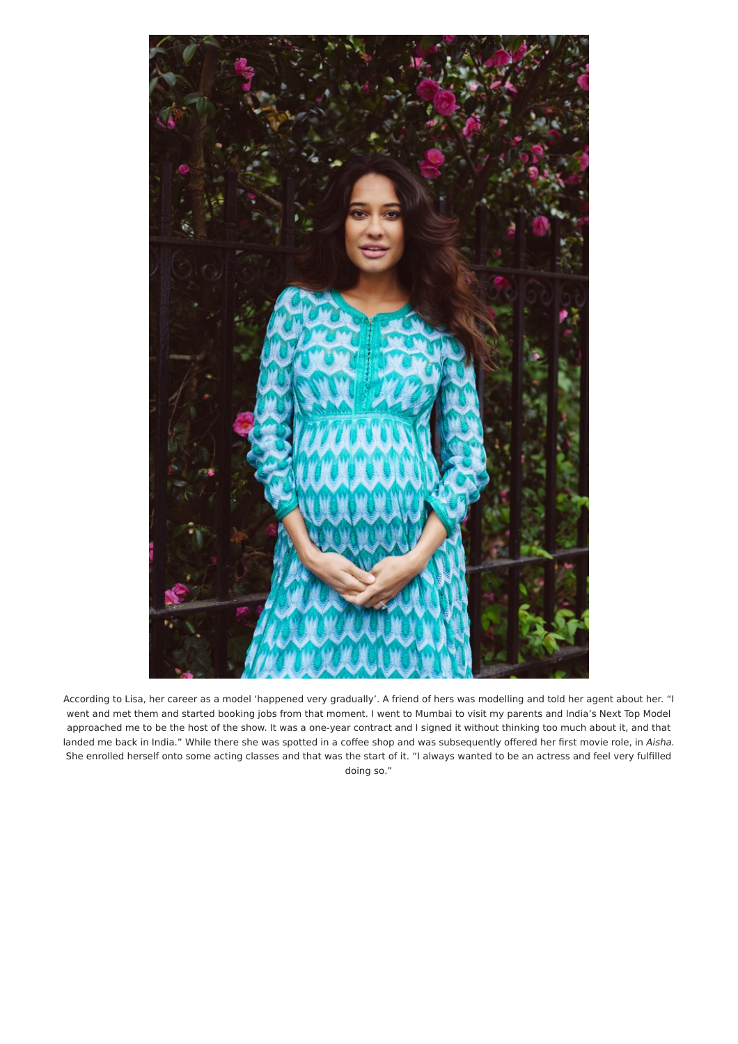According to Lisa, her career as a model 'happened very gradually'. A friend of hers was modelling and told her agent about her. "I went and met them and started booking jobs from that moment. I went to Mumbai to visit my parents and India's Next Top Model approached me to be the host of the show. It was a one-year contract and I signed it without thinking too much about it, and that landed me back in India." While there she was spotted in a coffee shop and was subsequently offered her first movie role, in *Aisha*. She enrolled herself onto some acting classes and that was the start of it. "I always wanted to be an actress and feel very fulfilled doing so."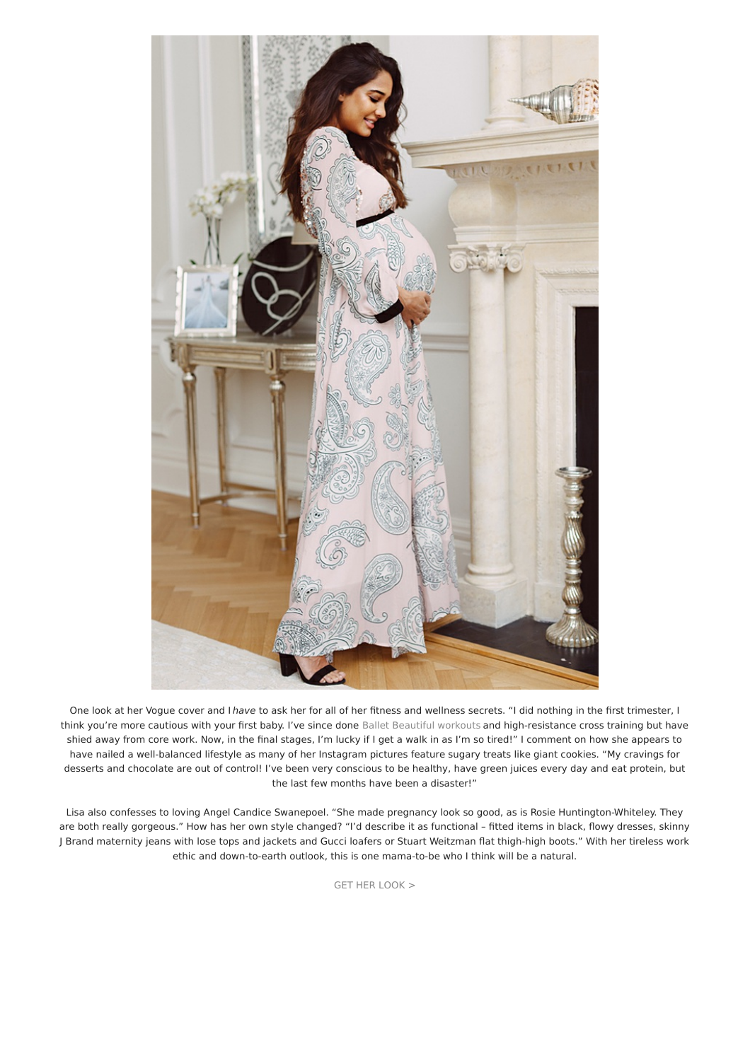One look at her Vogue cover and I *have* to ask her for all of her fitness and wellness secrets. "I did nothing in the first trimester, I think you're more cautious with your first baby. I've since done Ballet Beautiful workouts and high-resistance cross training but have shied away from core work. Now, in the final stages, I'm lucky if I get a walk in as I'm so tired!" I comment on how she appears to have nailed a well-balanced lifestyle as many of her Instagram pictures feature sugary treats like giant cookies. "My cravings for desserts and chocolate are out of control! I've been very conscious to be healthy, have green juices every day and eat protein, but the last few months have been a disaster!"

Lisa also confesses to loving Angel Candice Swanepoel. "She made pregnancy look so good, as is Rosie Huntington-Whiteley. They are both really gorgeous." How has her own style changed? "I'd describe it as functional – fitted items in black, flowy dresses, skinny J Brand maternity jeans with lose tops and jackets and Gucci loafers or Stuart Weitzman flat thigh-high boots." With her tireless work ethic and down-to-earth outlook, this is one mama-to-be who I think will be a natural.

GET HER LOOK >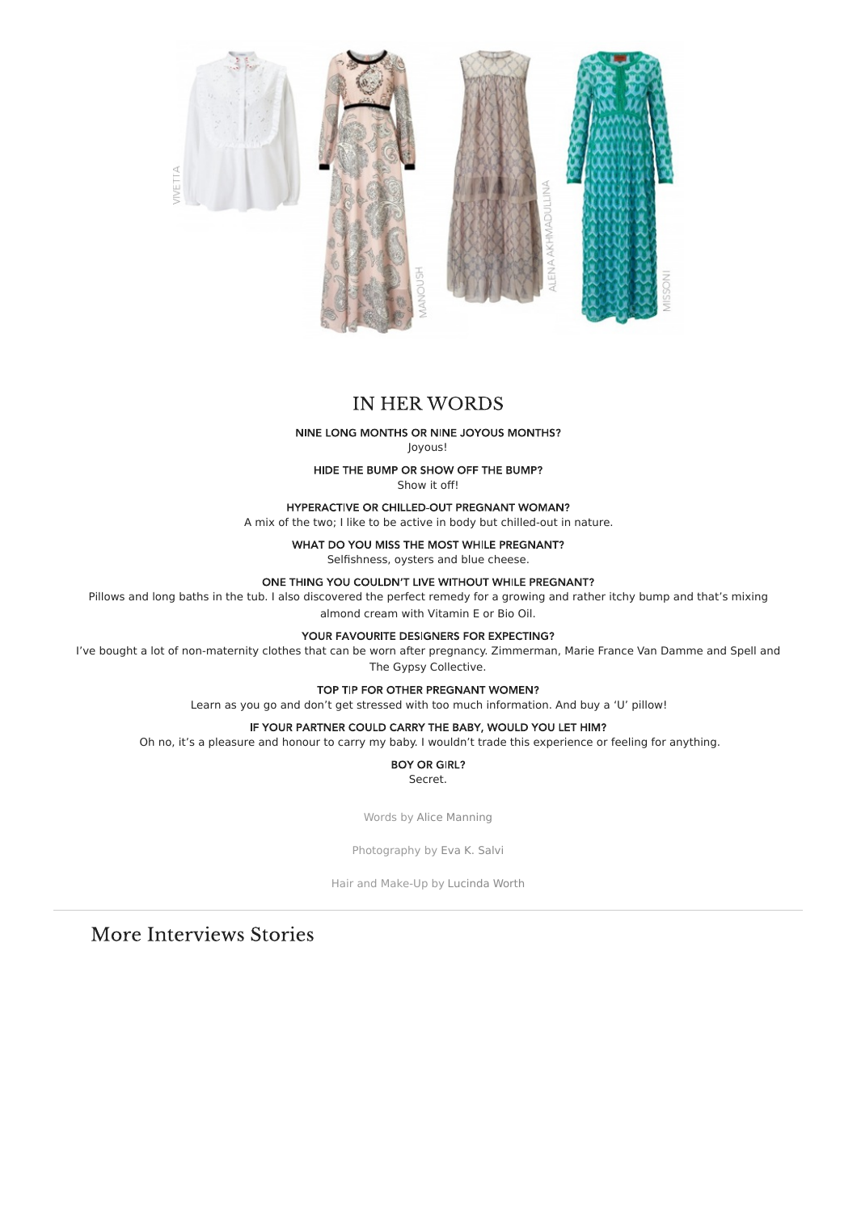VIVETTA

MANOUSH

ALENA AKHMADULLINA

MISSONI

## IN HER WORDS

**NINE LONG MONTHS OR NINE JOYOUS MONTHS?**
Joyous!

**HIDE THE BUMP OR SHOW OFF THE BUMP?**
Show it off!

**HYPERACTIVE OR CHILLED-OUT PREGNANT WOMAN?**
A mix of the two; I like to be active in body but chilled-out in nature.

**WHAT DO YOU MISS THE MOST WHILE PREGNANT?**
Selfishness, oysters and blue cheese.

**ONE THING YOU COULDN'T LIVE WITHOUT WHILE PREGNANT?**
Pillows and long baths in the tub. I also discovered the perfect remedy for a growing and rather itchy bump and that's mixing almond cream with Vitamin E or Bio Oil.

**YOUR FAVOURITE DESIGNERS FOR EXPECTING?**
I've bought a lot of non-maternity clothes that can be worn after pregnancy. Zimmerman, Marie France Van Damme and Spell and The Gypsy Collective.

**TOP TIP FOR OTHER PREGNANT WOMEN?**
Learn as you go and don't get stressed with too much information. And buy a 'U' pillow!

**IF YOUR PARTNER COULD CARRY THE BABY, WOULD YOU LET HIM?**
Oh no, it's a pleasure and honour to carry my baby. I wouldn't trade this experience or feeling for anything.

**BOY OR GIRL?**
Secret.

Words by Alice Manning

Photography by Eva K. Salvi

Hair and Make-Up by Lucinda Worth

---

## More Interviews Stories